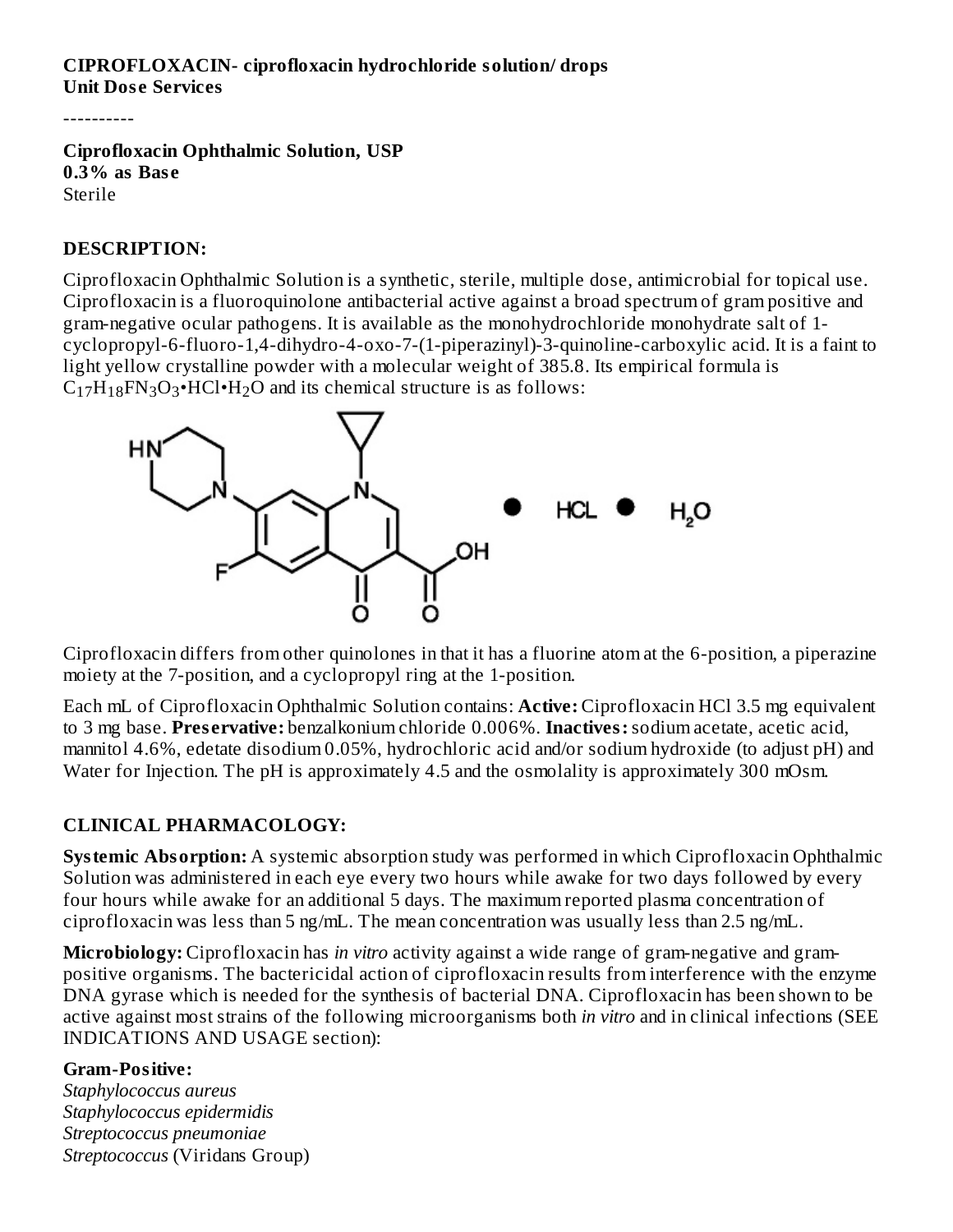**CIPROFLOXACIN- ciprofloxacin hydrochloride solution/ drops**
**Unit Dose Services**

----------

**Ciprofloxacin Ophthalmic Solution, USP**
**0.3% as Base**
Sterile

## DESCRIPTION:

Ciprofloxacin Ophthalmic Solution is a synthetic, sterile, multiple dose, antimicrobial for topical use. Ciprofloxacin is a fluoroquinolone antibacterial active against a broad spectrum of gram positive and gram-negative ocular pathogens. It is available as the monohydrochloride monohydrate salt of 1-cyclopropyl-6-fluoro-1,4-dihydro-4-oxo-7-(1-piperazinyl)-3-quinoline-carboxylic acid. It is a faint to light yellow crystalline powder with a molecular weight of 385.8. Its empirical formula is $C_{17}H_{18}FN_3O_3$•HCl•$H_2O$ and its chemical structure is as follows:

Ciprofloxacin differs from other quinolones in that it has a fluorine atom at the 6-position, a piperazine moiety at the 7-position, and a cyclopropyl ring at the 1-position.

Each mL of Ciprofloxacin Ophthalmic Solution contains: **Active:** Ciprofloxacin HCl 3.5 mg equivalent to 3 mg base. **Preservative:** benzalkonium chloride 0.006%. **Inactives:** sodium acetate, acetic acid, mannitol 4.6%, edetate disodium 0.05%, hydrochloric acid and/or sodium hydroxide (to adjust pH) and Water for Injection. The pH is approximately 4.5 and the osmolality is approximately 300 mOsm.

## CLINICAL PHARMACOLOGY:

**Systemic Absorption:** A systemic absorption study was performed in which Ciprofloxacin Ophthalmic Solution was administered in each eye every two hours while awake for two days followed by every four hours while awake for an additional 5 days. The maximum reported plasma concentration of ciprofloxacin was less than 5 ng/mL. The mean concentration was usually less than 2.5 ng/mL.

**Microbiology:** Ciprofloxacin has *in vitro* activity against a wide range of gram-negative and gram-positive organisms. The bactericidal action of ciprofloxacin results from interference with the enzyme DNA gyrase which is needed for the synthesis of bacterial DNA. Ciprofloxacin has been shown to be active against most strains of the following microorganisms both *in vitro* and in clinical infections (SEE INDICATIONS AND USAGE section):

**Gram-Positive:**
*Staphylococcus aureus*
*Staphylococcus epidermidis*
*Streptococcus pneumoniae*
*Streptococcus* (Viridans Group)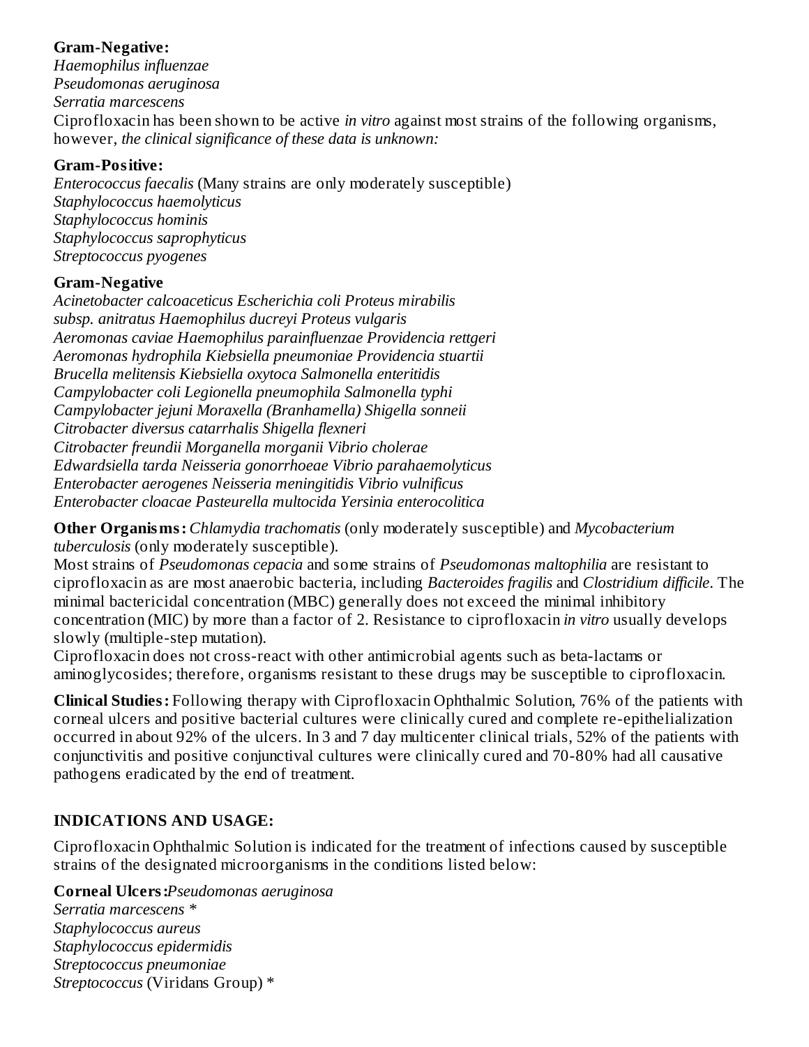**Gram-Negative:**
*Haemophilus influenzae*
*Pseudomonas aeruginosa*
*Serratia marcescens*

Ciprofloxacin has been shown to be active *in vitro* against most strains of the following organisms, however, *the clinical significance of these data is unknown:*

**Gram-Positive:**
*Enterococcus faecalis* (Many strains are only moderately susceptible)
*Staphylococcus haemolyticus*
*Staphylococcus hominis*
*Staphylococcus saprophyticus*
*Streptococcus pyogenes*

**Gram-Negative**
*Acinetobacter calcoaceticus subsp. anitratus*
*Aeromonas caviae*
*Aeromonas hydrophila*
*Brucella melitensis*
*Campylobacter coli*
*Campylobacter jejuni*
*Citrobacter diversus*
*Citrobacter freundii*
*Edwardsiella tarda*
*Enterobacter aerogenes*
*Enterobacter cloacae*
*Escherichia coli*
*Haemophilus ducreyi*
*Haemophilus parainfluenzae*
*Kiebsiella pneumoniae*
*Kiebsiella oxytoca*
*Legionella pneumophila*
*Moraxella (Branhamella) catarrhalis*
*Morganella morganii*
*Neisseria gonorrhoeae*
*Neisseria meningitidis*
*Pasteurella multocida*
*Proteus mirabilis*
*Proteus vulgaris*
*Providencia rettgeri*
*Providencia stuartii*
*Salmonella enteritidis*
*Salmonella typhi*
*Shigella sonneii*
*Shigella flexneri*
*Vibrio cholerae*
*Vibrio parahaemolyticus*
*Vibrio vulnificus*
*Yersinia enterocolitica*

**Other Organisms:** *Chlamydia trachomatis* (only moderately susceptible) and *Mycobacterium tuberculosis* (only moderately susceptible).

Most strains of *Pseudomonas cepacia* and some strains of *Pseudomonas maltophilia* are resistant to ciprofloxacin as are most anaerobic bacteria, including *Bacteroides fragilis* and *Clostridium difficile*. The minimal bactericidal concentration (MBC) generally does not exceed the minimal inhibitory concentration (MIC) by more than a factor of 2. Resistance to ciprofloxacin *in vitro* usually develops slowly (multiple-step mutation).

Ciprofloxacin does not cross-react with other antimicrobial agents such as beta-lactams or aminoglycosides; therefore, organisms resistant to these drugs may be susceptible to ciprofloxacin.

**Clinical Studies:** Following therapy with Ciprofloxacin Ophthalmic Solution, 76% of the patients with corneal ulcers and positive bacterial cultures were clinically cured and complete re-epithelialization occurred in about 92% of the ulcers. In 3 and 7 day multicenter clinical trials, 52% of the patients with conjunctivitis and positive conjunctival cultures were clinically cured and 70-80% had all causative pathogens eradicated by the end of treatment.

## INDICATIONS AND USAGE:

Ciprofloxacin Ophthalmic Solution is indicated for the treatment of infections caused by susceptible strains of the designated microorganisms in the conditions listed below:

**Corneal Ulcers:** *Pseudomonas aeruginosa*
*Serratia marcescens* *
*Staphylococcus aureus*
*Staphylococcus epidermidis*
*Streptococcus pneumoniae*
*Streptococcus* (Viridans Group) *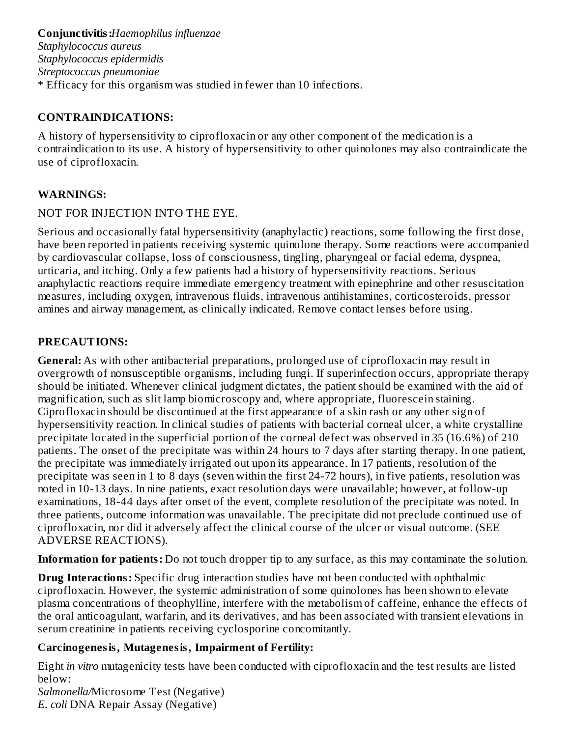**Conjunctivitis:** *Haemophilus influenzae*
*Staphylococcus aureus*
*Staphylococcus epidermidis*
*Streptococcus pneumoniae*
* Efficacy for this organism was studied in fewer than 10 infections.

## CONTRAINDICATIONS:

A history of hypersensitivity to ciprofloxacin or any other component of the medication is a contraindication to its use. A history of hypersensitivity to other quinolones may also contraindicate the use of ciprofloxacin.

## WARNINGS:

NOT FOR INJECTION INTO THE EYE.

Serious and occasionally fatal hypersensitivity (anaphylactic) reactions, some following the first dose, have been reported in patients receiving systemic quinolone therapy. Some reactions were accompanied by cardiovascular collapse, loss of consciousness, tingling, pharyngeal or facial edema, dyspnea, urticaria, and itching. Only a few patients had a history of hypersensitivity reactions. Serious anaphylactic reactions require immediate emergency treatment with epinephrine and other resuscitation measures, including oxygen, intravenous fluids, intravenous antihistamines, corticosteroids, pressor amines and airway management, as clinically indicated. Remove contact lenses before using.

## PRECAUTIONS:

**General:** As with other antibacterial preparations, prolonged use of ciprofloxacin may result in overgrowth of nonsusceptible organisms, including fungi. If superinfection occurs, appropriate therapy should be initiated. Whenever clinical judgment dictates, the patient should be examined with the aid of magnification, such as slit lamp biomicroscopy and, where appropriate, fluorescein staining. Ciprofloxacin should be discontinued at the first appearance of a skin rash or any other sign of hypersensitivity reaction. In clinical studies of patients with bacterial corneal ulcer, a white crystalline precipitate located in the superficial portion of the corneal defect was observed in 35 (16.6%) of 210 patients. The onset of the precipitate was within 24 hours to 7 days after starting therapy. In one patient, the precipitate was immediately irrigated out upon its appearance. In 17 patients, resolution of the precipitate was seen in 1 to 8 days (seven within the first 24-72 hours), in five patients, resolution was noted in 10-13 days. In nine patients, exact resolution days were unavailable; however, at follow-up examinations, 18-44 days after onset of the event, complete resolution of the precipitate was noted. In three patients, outcome information was unavailable. The precipitate did not preclude continued use of ciprofloxacin, nor did it adversely affect the clinical course of the ulcer or visual outcome. (SEE ADVERSE REACTIONS).

**Information for patients:** Do not touch dropper tip to any surface, as this may contaminate the solution.

**Drug Interactions:** Specific drug interaction studies have not been conducted with ophthalmic ciprofloxacin. However, the systemic administration of some quinolones has been shown to elevate plasma concentrations of theophylline, interfere with the metabolism of caffeine, enhance the effects of the oral anticoagulant, warfarin, and its derivatives, and has been associated with transient elevations in serum creatinine in patients receiving cyclosporine concomitantly.

**Carcinogenesis, Mutagenesis, Impairment of Fertility:**

Eight *in vitro* mutagenicity tests have been conducted with ciprofloxacin and the test results are listed below:
*Salmonella*/Microsome Test (Negative)
*E. coli* DNA Repair Assay (Negative)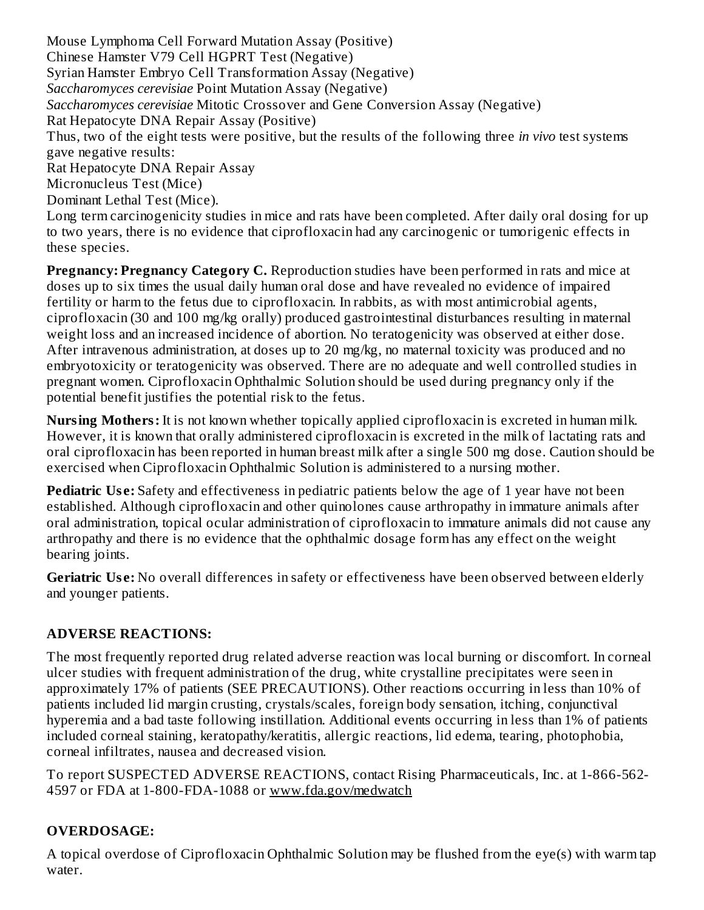Mouse Lymphoma Cell Forward Mutation Assay (Positive)
Chinese Hamster V79 Cell HGPRT Test (Negative)
Syrian Hamster Embryo Cell Transformation Assay (Negative)
*Saccharomyces cerevisiae* Point Mutation Assay (Negative)
*Saccharomyces cerevisiae* Mitotic Crossover and Gene Conversion Assay (Negative)
Rat Hepatocyte DNA Repair Assay (Positive)
Thus, two of the eight tests were positive, but the results of the following three *in vivo* test systems gave negative results:
Rat Hepatocyte DNA Repair Assay
Micronucleus Test (Mice)
Dominant Lethal Test (Mice).
Long term carcinogenicity studies in mice and rats have been completed. After daily oral dosing for up to two years, there is no evidence that ciprofloxacin had any carcinogenic or tumorigenic effects in these species.

**Pregnancy: Pregnancy Category C.** Reproduction studies have been performed in rats and mice at doses up to six times the usual daily human oral dose and have revealed no evidence of impaired fertility or harm to the fetus due to ciprofloxacin. In rabbits, as with most antimicrobial agents, ciprofloxacin (30 and 100 mg/kg orally) produced gastrointestinal disturbances resulting in maternal weight loss and an increased incidence of abortion. No teratogenicity was observed at either dose. After intravenous administration, at doses up to 20 mg/kg, no maternal toxicity was produced and no embryotoxicity or teratogenicity was observed. There are no adequate and well controlled studies in pregnant women. Ciprofloxacin Ophthalmic Solution should be used during pregnancy only if the potential benefit justifies the potential risk to the fetus.

**Nursing Mothers:** It is not known whether topically applied ciprofloxacin is excreted in human milk. However, it is known that orally administered ciprofloxacin is excreted in the milk of lactating rats and oral ciprofloxacin has been reported in human breast milk after a single 500 mg dose. Caution should be exercised when Ciprofloxacin Ophthalmic Solution is administered to a nursing mother.

**Pediatric Use:** Safety and effectiveness in pediatric patients below the age of 1 year have not been established. Although ciprofloxacin and other quinolones cause arthropathy in immature animals after oral administration, topical ocular administration of ciprofloxacin to immature animals did not cause any arthropathy and there is no evidence that the ophthalmic dosage form has any effect on the weight bearing joints.

**Geriatric Use:** No overall differences in safety or effectiveness have been observed between elderly and younger patients.

## ADVERSE REACTIONS:

The most frequently reported drug related adverse reaction was local burning or discomfort. In corneal ulcer studies with frequent administration of the drug, white crystalline precipitates were seen in approximately 17% of patients (SEE PRECAUTIONS). Other reactions occurring in less than 10% of patients included lid margin crusting, crystals/scales, foreign body sensation, itching, conjunctival hyperemia and a bad taste following instillation. Additional events occurring in less than 1% of patients included corneal staining, keratopathy/keratitis, allergic reactions, lid edema, tearing, photophobia, corneal infiltrates, nausea and decreased vision.

To report SUSPECTED ADVERSE REACTIONS, contact Rising Pharmaceuticals, Inc. at 1-866-562-4597 or FDA at 1-800-FDA-1088 or www.fda.gov/medwatch

## OVERDOSAGE:

A topical overdose of Ciprofloxacin Ophthalmic Solution may be flushed from the eye(s) with warm tap water.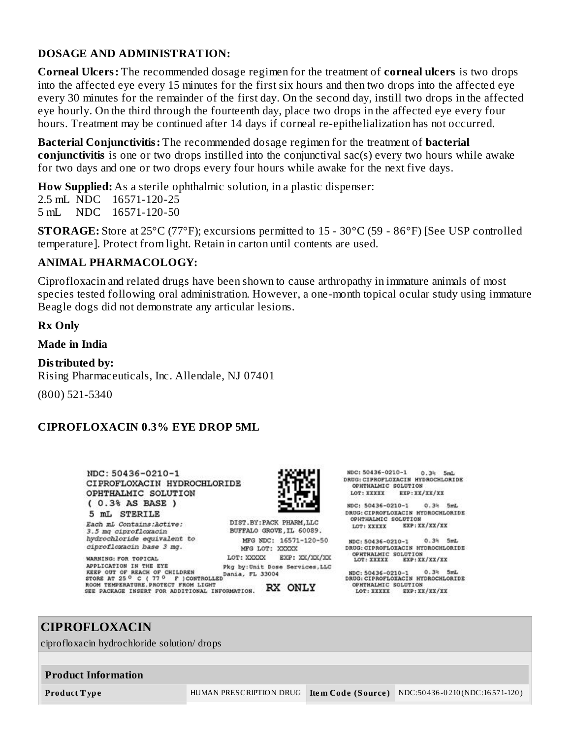## DOSAGE AND ADMINISTRATION:

**Corneal Ulcers:** The recommended dosage regimen for the treatment of **corneal ulcers** is two drops into the affected eye every 15 minutes for the first six hours and then two drops into the affected eye every 30 minutes for the remainder of the first day. On the second day, instill two drops in the affected eye hourly. On the third through the fourteenth day, place two drops in the affected eye every four hours. Treatment may be continued after 14 days if corneal re-epithelialization has not occurred.

**Bacterial Conjunctivitis:** The recommended dosage regimen for the treatment of **bacterial conjunctivitis** is one or two drops instilled into the conjunctival sac(s) every two hours while awake for two days and one or two drops every four hours while awake for the next five days.

**How Supplied:** As a sterile ophthalmic solution, in a plastic dispenser:
2.5 mL NDC 16571-120-25
5 mL NDC 16571-120-50

**STORAGE:** Store at 25°C (77°F); excursions permitted to 15 - 30°C (59 - 86°F) [See USP controlled temperature]. Protect from light. Retain in carton until contents are used.

## ANIMAL PHARMACOLOGY:

Ciprofloxacin and related drugs have been shown to cause arthropathy in immature animals of most species tested following oral administration. However, a one-month topical ocular study using immature Beagle dogs did not demonstrate any articular lesions.

**Rx Only**

**Made in India**

**Distributed by:**
Rising Pharmaceuticals, Inc. Allendale, NJ 07401

(800) 521-5340

## CIPROFLOXACIN 0.3% EYE DROP 5ML

NDC: 50436-0210-1
CIPROFLOXACIN HYDROCHLORIDE
OPHTHALMIC SOLUTION
( 0.3% AS BASE )
5 mL STERILE

*Each mL Contains:Active:*
*3.5 mg ciprofloxacin hydrochloride equivalent to ciprofloxacin base 3 mg.*

WARNING: FOR TOPICAL APPLICATION IN THE EYE
KEEP OUT OF REACH OF CHILDREN
STORE AT 25° C ( 77° F )CONTROLLED ROOM TEMPERATURE.PROTECT FROM LIGHT
SEE PACKAGE INSERT FOR ADDITIONAL INFORMATION.

DIST.BY:PACK PHARM,LLC
BUFFALO GROVE,IL 60089.
MFG NDC: 16571-120-50
MFG LOT: XXXXX
LOT: XXXXX EXP: XX/XX/XX
Pkg by:Unit Dose Services,LLC
Dania, FL 33004

RX ONLY

NDC: 50436-0210-1 0.3% 5mL
DRUG:CIPROFLOXACIN HYDROCHLORIDE OPHTHALMIC SOLUTION
LOT: XXXXX EXP:XX/XX/XX

NDC: 50436-0210-1 0.3% 5mL
DRUG:CIPROFLOXACIN HYDROCHLORIDE OPHTHALMIC SOLUTION
LOT: XXXXX EXP:XX/XX/XX

NDC: 50436-0210-1 0.3% 5mL
DRUG:CIPROFLOXACIN HYDROCHLORIDE OPHTHALMIC SOLUTION
LOT: XXXXX EXP:XX/XX/XX

NDC: 50436-0210-1 0.3% 5mL
DRUG:CIPROFLOXACIN HYDROCHLORIDE OPHTHALMIC SOLUTION
LOT: XXXXX EXP:XX/XX/XX

## CIPROFLOXACIN

ciprofloxacin hydrochloride solution/ drops

| Product Information | | | |
|---|---|---|---|
| **Product Type** | HUMAN PRESCRIPTION DRUG | **Item Code (Source)** | NDC:50436-0210(NDC:16571-120) |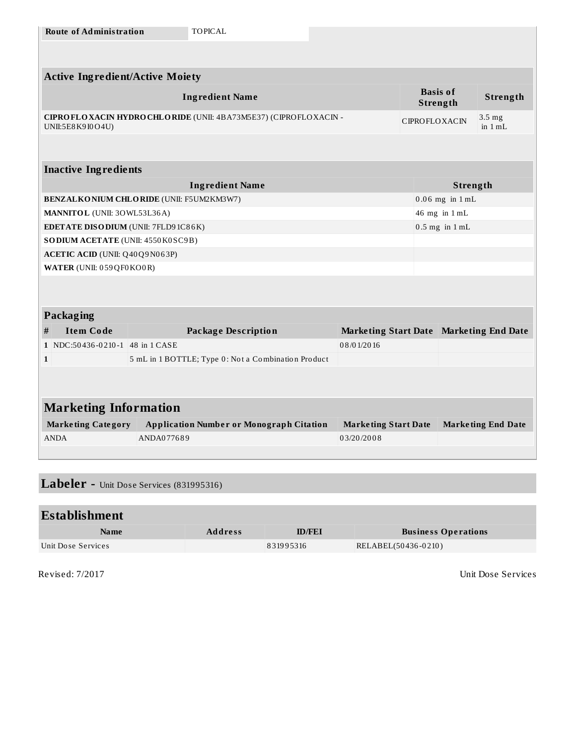| Route of Administration | TOPICAL |
| --- | --- |

## Active Ingredient/Active Moiety

| Ingredient Name | Basis of Strength | Strength |
| --- | --- | --- |
| **CIPROFLOXACIN HYDROCHLORIDE** (UNII: 4BA73M5E37) (CIPROFLOXACIN - UNII:5E8K9I0O4U) | CIPROFLOXACIN | 3.5 mg in 1 mL |

## Inactive Ingredients

| Ingredient Name | Strength |
| --- | --- |
| **BENZALKONIUM CHLORIDE** (UNII: F5UM2KM3W7) | 0.06 mg in 1 mL |
| **MANNITOL** (UNII: 3OWL53L36A) | 46 mg in 1 mL |
| **EDETATE DISODIUM** (UNII: 7FLD91C86K) | 0.5 mg in 1 mL |
| **SODIUM ACETATE** (UNII: 4550K0SC9B) | |
| **ACETIC ACID** (UNII: Q40Q9N063P) | |
| **WATER** (UNII: 059QF0KO0R) | |

## Packaging

| # | Item Code | Package Description | Marketing Start Date | Marketing End Date |
| --- | --- | --- | --- | --- |
| 1 | NDC:50436-0210-1 | 48 in 1 CASE | 08/01/2016 | |
| 1 | | 5 mL in 1 BOTTLE; Type 0: Not a Combination Product | | |

## Marketing Information

| Marketing Category | Application Number or Monograph Citation | Marketing Start Date | Marketing End Date |
| --- | --- | --- | --- |
| ANDA | ANDA077689 | 03/20/2008 | |

## Labeler - Unit Dose Services (831995316)

## Establishment

| Name | Address | ID/FEI | Business Operations |
| --- | --- | --- | --- |
| Unit Dose Services | | 831995316 | RELABEL(50436-0210) |

Revised: 7/2017

Unit Dose Services